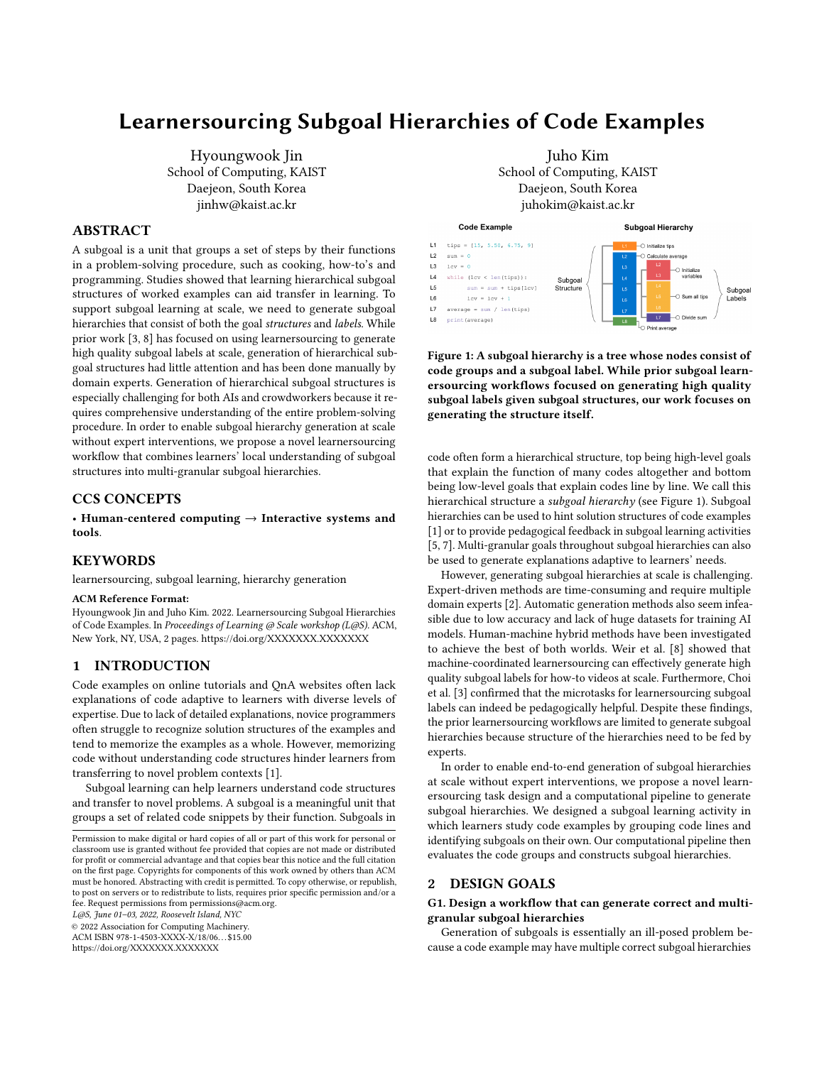# Learnersourcing Subgoal Hierarchies of Code Examples

Hyoungwook Jin
School of Computing, KAIST
Daejeon, South Korea
jinhw@kaist.ac.kr

Juho Kim
School of Computing, KAIST
Daejeon, South Korea
juhokim@kaist.ac.kr

## ABSTRACT

A subgoal is a unit that groups a set of steps by their functions in a problem-solving procedure, such as cooking, how-to's and programming. Studies showed that learning hierarchical subgoal structures of worked examples can aid transfer in learning. To support subgoal learning at scale, we need to generate subgoal hierarchies that consist of both the goal *structures* and *labels*. While prior work [3, 8] has focused on using learnersourcing to generate high quality subgoal labels at scale, generation of hierarchical subgoal structures had little attention and has been done manually by domain experts. Generation of hierarchical subgoal structures is especially challenging for both AIs and crowdworkers because it requires comprehensive understanding of the entire problem-solving procedure. In order to enable subgoal hierarchy generation at scale without expert interventions, we propose a novel learnersourcing workflow that combines learners' local understanding of subgoal structures into multi-granular subgoal hierarchies.

## CCS CONCEPTS

• **Human-centered computing** → **Interactive systems and tools**.

## KEYWORDS

learnersourcing, subgoal learning, hierarchy generation

**ACM Reference Format:**
Hyoungwook Jin and Juho Kim. 2022. Learnersourcing Subgoal Hierarchies of Code Examples. In *Proceedings of Learning @ Scale workshop (L@S)*. ACM, New York, NY, USA, 2 pages. https://doi.org/XXXXXXX.XXXXXXX

## 1 INTRODUCTION

Code examples on online tutorials and QnA websites often lack explanations of code adaptive to learners with diverse levels of expertise. Due to lack of detailed explanations, novice programmers often struggle to recognize solution structures of the examples and tend to memorize the examples as a whole. However, memorizing code without understanding code structures hinder learners from transferring to novel problem contexts [1].

Subgoal learning can help learners understand code structures and transfer to novel problems. A subgoal is a meaningful unit that groups a set of related code snippets by their function. Subgoals in code often form a hierarchical structure, top being high-level goals that explain the function of many codes altogether and bottom being low-level goals that explain codes line by line. We call this hierarchical structure a *subgoal hierarchy* (see Figure 1). Subgoal hierarchies can be used to hint solution structures of code examples [1] or to provide pedagogical feedback in subgoal learning activities [5, 7]. Multi-granular goals throughout subgoal hierarchies can also be used to generate explanations adaptive to learners' needs.

**Code Example**

```
L1  tips = [15, 5.58, 6.75, 9]
L2  sum = 0
L3  lcv = 0
L4  while (lcv < len(tips)):
L5      sum = sum + tips[lcv]
L6      lcv = lcv + 1
L7  average = sum / len(tips)
L8  print(average)
```

**Figure 1: A subgoal hierarchy is a tree whose nodes consist of code groups and a subgoal label. While prior subgoal learnersourcing workflows focused on generating high quality subgoal labels given subgoal structures, our work focuses on generating the structure itself.**

However, generating subgoal hierarchies at scale is challenging. Expert-driven methods are time-consuming and require multiple domain experts [2]. Automatic generation methods also seem infeasible due to low accuracy and lack of huge datasets for training AI models. Human-machine hybrid methods have been investigated to achieve the best of both worlds. Weir et al. [8] showed that machine-coordinated learnersourcing can effectively generate high quality subgoal labels for how-to videos at scale. Furthermore, Choi et al. [3] confirmed that the microtasks for learnersourcing subgoal labels can indeed be pedagogically helpful. Despite these findings, the prior learnersourcing workflows are limited to generate subgoal hierarchies because structure of the hierarchies need to be fed by experts.

In order to enable end-to-end generation of subgoal hierarchies at scale without expert interventions, we propose a novel learnersourcing task design and a computational pipeline to generate subgoal hierarchies. We designed a subgoal learning activity in which learners study code examples by grouping code lines and identifying subgoals on their own. Our computational pipeline then evaluates the code groups and constructs subgoal hierarchies.

## 2 DESIGN GOALS

**G1. Design a workflow that can generate correct and multi-granular subgoal hierarchies**

Generation of subgoals is essentially an ill-posed problem because a code example may have multiple correct subgoal hierarchies

Permission to make digital or hard copies of all or part of this work for personal or classroom use is granted without fee provided that copies are not made or distributed for profit or commercial advantage and that copies bear this notice and the full citation on the first page. Copyrights for components of this work owned by others than ACM must be honored. Abstracting with credit is permitted. To copy otherwise, or republish, to post on servers or to redistribute to lists, requires prior specific permission and/or a fee. Request permissions from permissions@acm.org.
*L@S, June 01–03, 2022, Roosevelt Island, NYC*
© 2022 Association for Computing Machinery.
ACM ISBN 978-1-4503-XXXX-X/18/06…$15.00
https://doi.org/XXXXXXX.XXXXXXX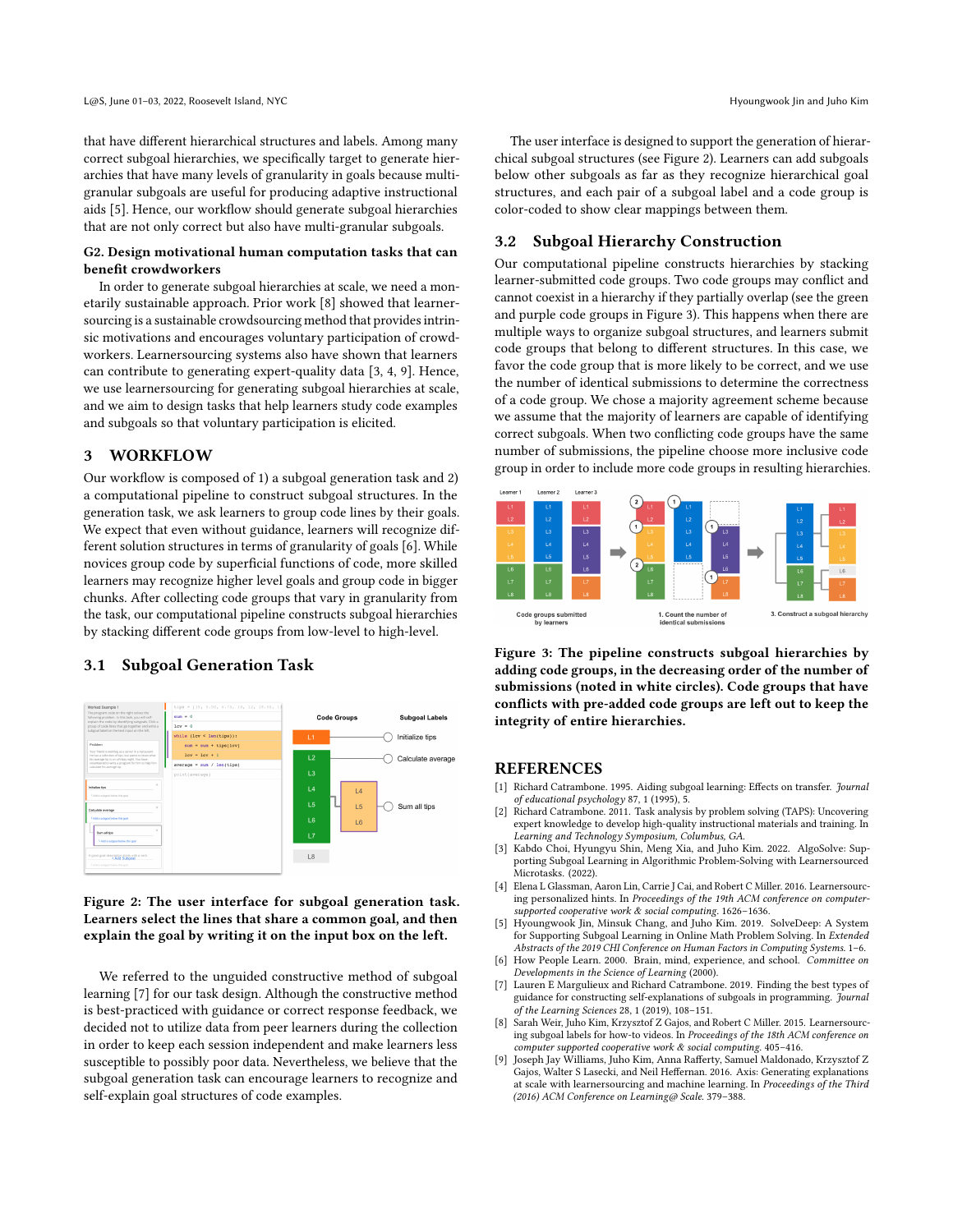that have different hierarchical structures and labels. Among many correct subgoal hierarchies, we specifically target to generate hierarchies that have many levels of granularity in goals because multi-granular subgoals are useful for producing adaptive instructional aids [5]. Hence, our workflow should generate subgoal hierarchies that are not only correct but also have multi-granular subgoals.

**G2. Design motivational human computation tasks that can benefit crowdworkers**

In order to generate subgoal hierarchies at scale, we need a monetarily sustainable approach. Prior work [8] showed that learnersourcing is a sustainable crowdsourcing method that provides intrinsic motivations and encourages voluntary participation of crowdworkers. Learnersourcing systems also have shown that learners can contribute to generating expert-quality data [3, 4, 9]. Hence, we use learnersourcing for generating subgoal hierarchies at scale, and we aim to design tasks that help learners study code examples and subgoals so that voluntary participation is elicited.

## 3 WORKFLOW

Our workflow is composed of 1) a subgoal generation task and 2) a computational pipeline to construct subgoal structures. In the generation task, we ask learners to group code lines by their goals. We expect that even without guidance, learners will recognize different solution structures in terms of granularity of goals [6]. While novices group code by superficial functions of code, more skilled learners may recognize higher level goals and group code in bigger chunks. After collecting code groups that vary in granularity from the task, our computational pipeline constructs subgoal hierarchies by stacking different code groups from low-level to high-level.

### 3.1 Subgoal Generation Task

Figure 2: The user interface for subgoal generation task. Learners select the lines that share a common goal, and then explain the goal by writing it on the input box on the left.

We referred to the unguided constructive method of subgoal learning [7] for our task design. Although the constructive method is best-practiced with guidance or correct response feedback, we decided not to utilize data from peer learners during the collection in order to keep each session independent and make learners less susceptible to possibly poor data. Nevertheless, we believe that the subgoal generation task can encourage learners to recognize and self-explain goal structures of code examples.

The user interface is designed to support the generation of hierarchical subgoal structures (see Figure 2). Learners can add subgoals below other subgoals as far as they recognize hierarchical goal structures, and each pair of a subgoal label and a code group is color-coded to show clear mappings between them.

### 3.2 Subgoal Hierarchy Construction

Our computational pipeline constructs hierarchies by stacking learner-submitted code groups. Two code groups may conflict and cannot coexist in a hierarchy if they partially overlap (see the green and purple code groups in Figure 3). This happens when there are multiple ways to organize subgoal structures, and learners submit code groups that belong to different structures. In this case, we favor the code group that is more likely to be correct, and we use the number of identical submissions to determine the correctness of a code group. We chose a majority agreement scheme because we assume that the majority of learners are capable of identifying correct subgoals. When two conflicting code groups have the same number of submissions, the pipeline choose more inclusive code group in order to include more code groups in resulting hierarchies.

Figure 3: The pipeline constructs subgoal hierarchies by adding code groups, in the decreasing order of the number of submissions (noted in white circles). Code groups that have conflicts with pre-added code groups are left out to keep the integrity of entire hierarchies.

## REFERENCES

[1] Richard Catrambone. 1995. Aiding subgoal learning: Effects on transfer. *Journal of educational psychology* 87, 1 (1995), 5.

[2] Richard Catrambone. 2011. Task analysis by problem solving (TAPS): Uncovering expert knowledge to develop high-quality instructional materials and training. In *Learning and Technology Symposium, Columbus, GA*.

[3] Kabdo Choi, Hyungyu Shin, Meng Xia, and Juho Kim. 2022. AlgoSolve: Supporting Subgoal Learning in Algorithmic Problem-Solving with Learnersourced Microtasks. (2022).

[4] Elena L Glassman, Aaron Lin, Carrie J Cai, and Robert C Miller. 2016. Learnersourcing personalized hints. In *Proceedings of the 19th ACM conference on computer-supported cooperative work & social computing*. 1626–1636.

[5] Hyoungwook Jin, Minsuk Chang, and Juho Kim. 2019. SolveDeep: A System for Supporting Subgoal Learning in Online Math Problem Solving. In *Extended Abstracts of the 2019 CHI Conference on Human Factors in Computing Systems*. 1–6.

[6] How People Learn. 2000. Brain, mind, experience, and school. *Committee on Developments in the Science of Learning* (2000).

[7] Lauren E Margulieux and Richard Catrambone. 2019. Finding the best types of guidance for constructing self-explanations of subgoals in programming. *Journal of the Learning Sciences* 28, 1 (2019), 108–151.

[8] Sarah Weir, Juho Kim, Krzysztof Z Gajos, and Robert C Miller. 2015. Learnersourcing subgoal labels for how-to videos. In *Proceedings of the 18th ACM conference on computer supported cooperative work & social computing*. 405–416.

[9] Joseph Jay Williams, Juho Kim, Anna Rafferty, Samuel Maldonado, Krzysztof Z Gajos, Walter S Lasecki, and Neil Heffernan. 2016. Axis: Generating explanations at scale with learnersourcing and machine learning. In *Proceedings of the Third (2016) ACM Conference on Learning@ Scale*. 379–388.